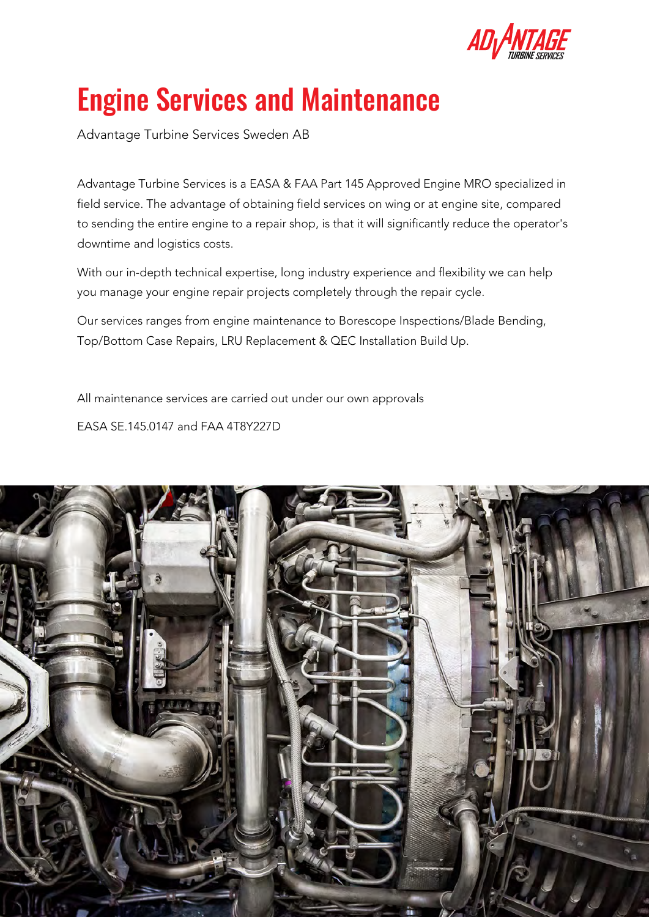# Engine Services and Maintenance

Advantage Turbine Services Sweden AB

Advantage Turbine Services is a EASA & FAA Part 145 Approved Engine MRO specialized in field service. The advantage of obtaining field services on wing or at engine site, compared to sending the entire engine to a repair shop, is that it will significantly reduce the operator's downtime and logistics costs.

With our in-depth technical expertise, long industry experience and flexibility we can help you manage your engine repair projects completely through the repair cycle.

Our services ranges from engine maintenance to Borescope Inspections/Blade Bending, Top/Bottom Case Repairs, LRU Replacement & QEC Installation Build Up.

All maintenance services are carried out under our own approvals

EASA SE.145.0147 and FAA 4T8Y227D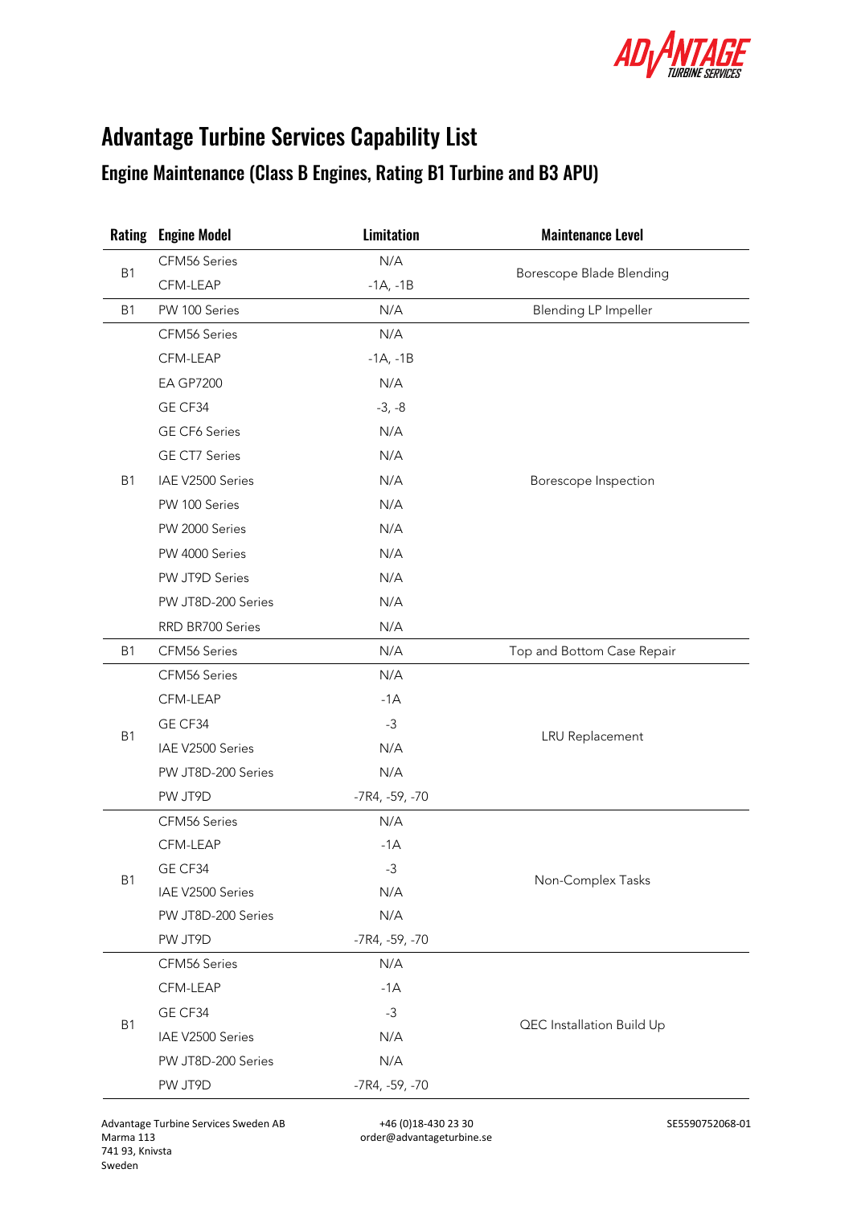# Advantage Turbine Services Capability List

## Engine Maintenance (Class B Engines, Rating B1 Turbine and B3 APU)

| Rating | Engine Model | Limitation | Maintenance Level |
|---|---|---|---|
| B1 | CFM56 Series | N/A | Borescope Blade Blending |
| | CFM-LEAP | -1A, -1B | |
| B1 | PW 100 Series | N/A | Blending LP Impeller |
| B1 | CFM56 Series | N/A | Borescope Inspection |
| | CFM-LEAP | -1A, -1B | |
| | EA GP7200 | N/A | |
| | GE CF34 | -3, -8 | |
| | GE CF6 Series | N/A | |
| | GE CT7 Series | N/A | |
| | IAE V2500 Series | N/A | |
| | PW 100 Series | N/A | |
| | PW 2000 Series | N/A | |
| | PW 4000 Series | N/A | |
| | PW JT9D Series | N/A | |
| | PW JT8D-200 Series | N/A | |
| | RRD BR700 Series | N/A | |
| B1 | CFM56 Series | N/A | Top and Bottom Case Repair |
| B1 | CFM56 Series | N/A | LRU Replacement |
| | CFM-LEAP | -1A | |
| | GE CF34 | -3 | |
| | IAE V2500 Series | N/A | |
| | PW JT8D-200 Series | N/A | |
| | PW JT9D | -7R4, -59, -70 | |
| B1 | CFM56 Series | N/A | Non-Complex Tasks |
| | CFM-LEAP | -1A | |
| | GE CF34 | -3 | |
| | IAE V2500 Series | N/A | |
| | PW JT8D-200 Series | N/A | |
| | PW JT9D | -7R4, -59, -70 | |
| B1 | CFM56 Series | N/A | QEC Installation Build Up |
| | CFM-LEAP | -1A | |
| | GE CF34 | -3 | |
| | IAE V2500 Series | N/A | |
| | PW JT8D-200 Series | N/A | |
| | PW JT9D | -7R4, -59, -70 | |

Advantage Turbine Services Sweden AB
Marma 113
741 93, Knivsta
Sweden

+46 (0)18-430 23 30
order@advantageturbine.se

SE5590752068-01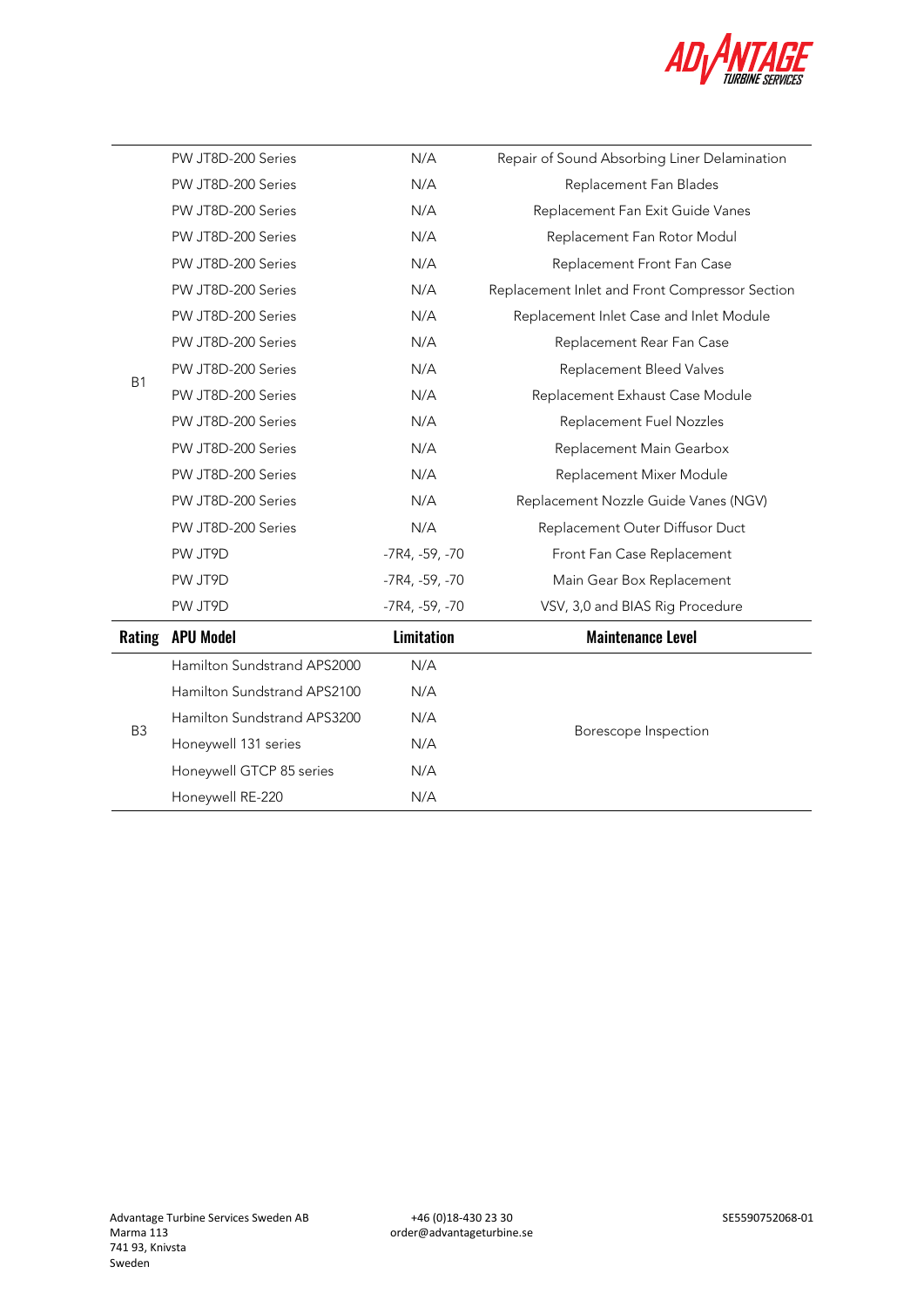| | | | |
|---|---|---|---|
| B1 | PW JT8D-200 Series | N/A | Repair of Sound Absorbing Liner Delamination |
| | PW JT8D-200 Series | N/A | Replacement Fan Blades |
| | PW JT8D-200 Series | N/A | Replacement Fan Exit Guide Vanes |
| | PW JT8D-200 Series | N/A | Replacement Fan Rotor Modul |
| | PW JT8D-200 Series | N/A | Replacement Front Fan Case |
| | PW JT8D-200 Series | N/A | Replacement Inlet and Front Compressor Section |
| | PW JT8D-200 Series | N/A | Replacement Inlet Case and Inlet Module |
| | PW JT8D-200 Series | N/A | Replacement Rear Fan Case |
| | PW JT8D-200 Series | N/A | Replacement Bleed Valves |
| | PW JT8D-200 Series | N/A | Replacement Exhaust Case Module |
| | PW JT8D-200 Series | N/A | Replacement Fuel Nozzles |
| | PW JT8D-200 Series | N/A | Replacement Main Gearbox |
| | PW JT8D-200 Series | N/A | Replacement Mixer Module |
| | PW JT8D-200 Series | N/A | Replacement Nozzle Guide Vanes (NGV) |
| | PW JT8D-200 Series | N/A | Replacement Outer Diffusor Duct |
| | PW JT9D | -7R4, -59, -70 | Front Fan Case Replacement |
| | PW JT9D | -7R4, -59, -70 | Main Gear Box Replacement |
| | PW JT9D | -7R4, -59, -70 | VSV, 3,0 and BIAS Rig Procedure |

| Rating | APU Model | Limitation | Maintenance Level |
|---|---|---|---|
| B3 | Hamilton Sundstrand APS2000 | N/A | Borescope Inspection |
| | Hamilton Sundstrand APS2100 | N/A | |
| | Hamilton Sundstrand APS3200 | N/A | |
| | Honeywell 131 series | N/A | |
| | Honeywell GTCP 85 series | N/A | |
| | Honeywell RE-220 | N/A | |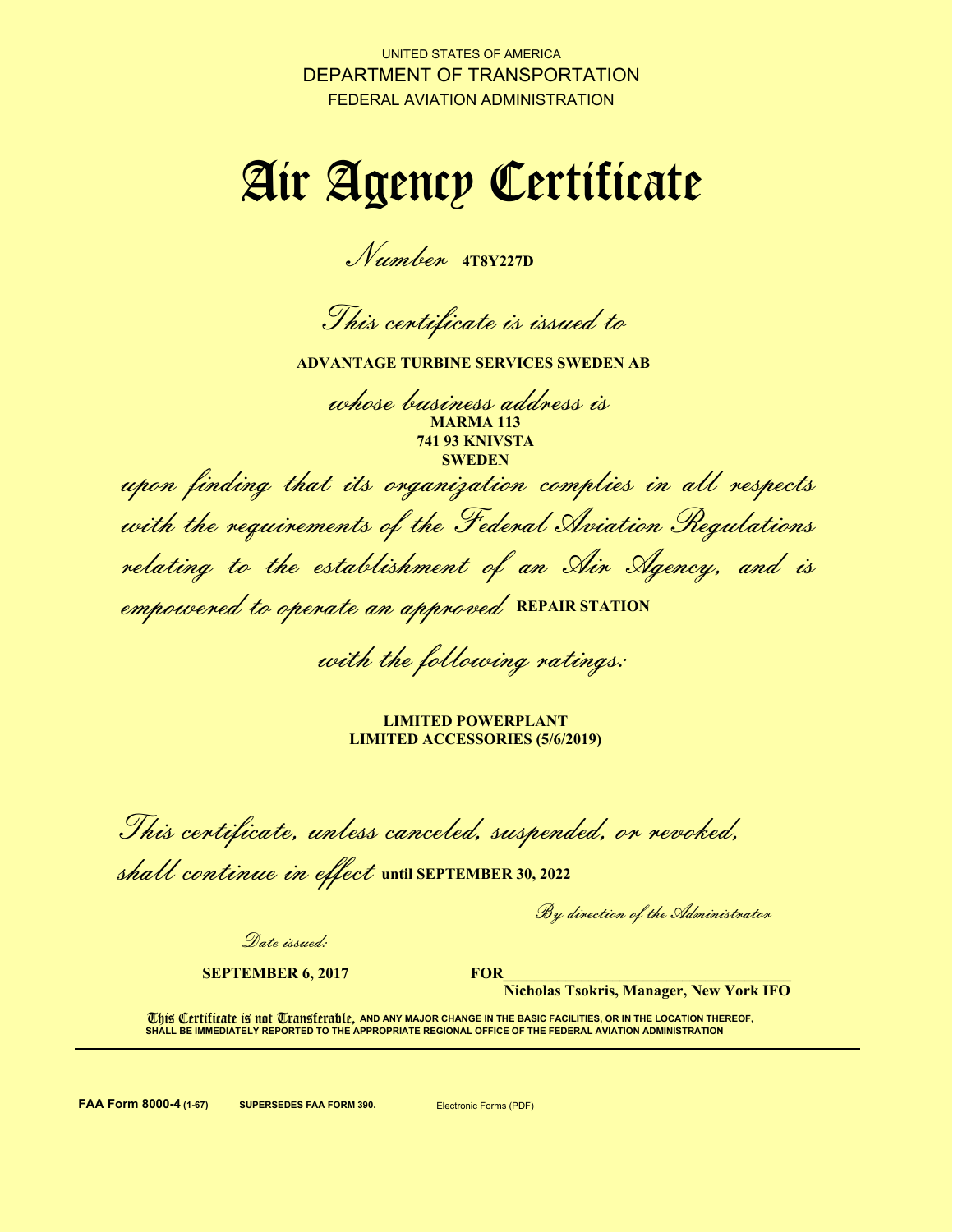UNITED STATES OF AMERICA
DEPARTMENT OF TRANSPORTATION
FEDERAL AVIATION ADMINISTRATION

# Air Agency Certificate

*Number* **4T8Y227D**

*This certificate is issued to*

**ADVANTAGE TURBINE SERVICES SWEDEN AB**

*whose business address is*

**MARMA 113**
**741 93 KNIVSTA**
**SWEDEN**

*upon finding that its organization complies in all respects with the requirements of the Federal Aviation Regulations relating to the establishment of an Air Agency, and is empowered to operate an approved* **REPAIR STATION**

*with the following ratings:*

**LIMITED POWERPLANT**
**LIMITED ACCESSORIES (5/6/2019)**

*This certificate, unless canceled, suspended, or revoked, shall continue in effect* **until SEPTEMBER 30, 2022**

*By direction of the Administrator*

*Date issued:*

**SEPTEMBER 6, 2017**

**FOR\_\_\_\_\_\_\_\_\_\_\_\_\_\_\_\_\_\_\_\_\_\_\_\_\_\_\_\_\_\_\_\_\_\_**
**Nicholas Tsokris, Manager, New York IFO**

This Certificate is not Transferable, AND ANY MAJOR CHANGE IN THE BASIC FACILITIES, OR IN THE LOCATION THEREOF, SHALL BE IMMEDIATELY REPORTED TO THE APPROPRIATE REGIONAL OFFICE OF THE FEDERAL AVIATION ADMINISTRATION

**FAA Form 8000-4** (1-67) SUPERSEDES FAA FORM 390. Electronic Forms (PDF)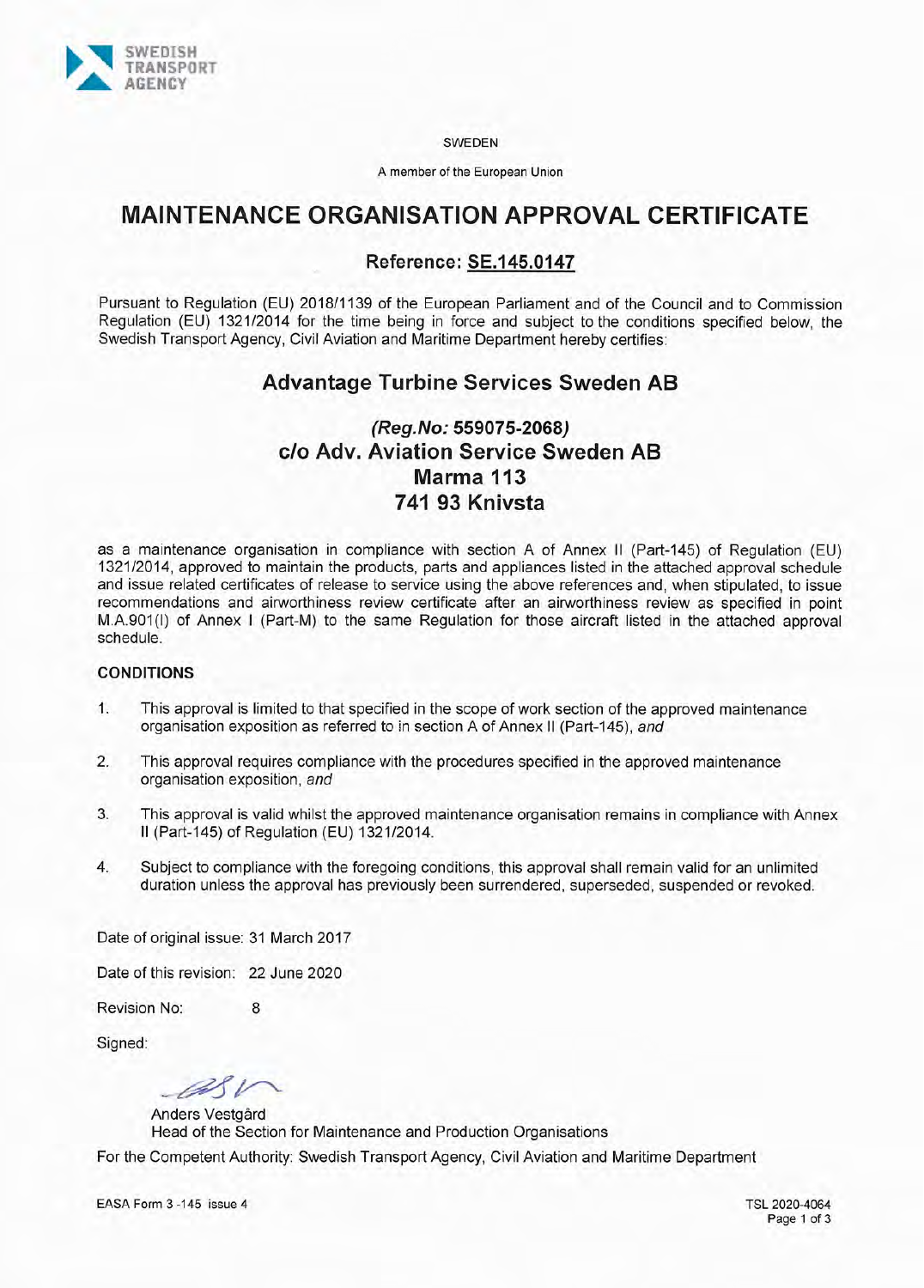SWEDISH TRANSPORT AGENCY

SWEDEN

A member of the European Union

# MAINTENANCE ORGANISATION APPROVAL CERTIFICATE

## Reference: SE.145.0147

Pursuant to Regulation (EU) 2018/1139 of the European Parliament and of the Council and to Commission Regulation (EU) 1321/2014 for the time being in force and subject to the conditions specified below, the Swedish Transport Agency, Civil Aviation and Maritime Department hereby certifies:

## Advantage Turbine Services Sweden AB

## *(Reg.No:* 559075-2068*)*
## c/o Adv. Aviation Service Sweden AB
## Marma 113
## 741 93 Knivsta

as a maintenance organisation in compliance with section A of Annex II (Part-145) of Regulation (EU) 1321/2014, approved to maintain the products, parts and appliances listed in the attached approval schedule and issue related certificates of release to service using the above references and, when stipulated, to issue recommendations and airworthiness review certificate after an airworthiness review as specified in point M.A.901(l) of Annex I (Part-M) to the same Regulation for those aircraft listed in the attached approval schedule.

**CONDITIONS**

1. This approval is limited to that specified in the scope of work section of the approved maintenance organisation exposition as referred to in section A of Annex II (Part-145), *and*
2. This approval requires compliance with the procedures specified in the approved maintenance organisation exposition, *and*
3. This approval is valid whilst the approved maintenance organisation remains in compliance with Annex II (Part-145) of Regulation (EU) 1321/2014.
4. Subject to compliance with the foregoing conditions, this approval shall remain valid for an unlimited duration unless the approval has previously been surrendered, superseded, suspended or revoked.

Date of original issue: 31 March 2017

Date of this revision: 22 June 2020

Revision No: 8

Signed:

Anders Vestgård
Head of the Section for Maintenance and Production Organisations

For the Competent Authority: Swedish Transport Agency, Civil Aviation and Maritime Department

EASA Form 3 -145 issue 4

TSL 2020-4064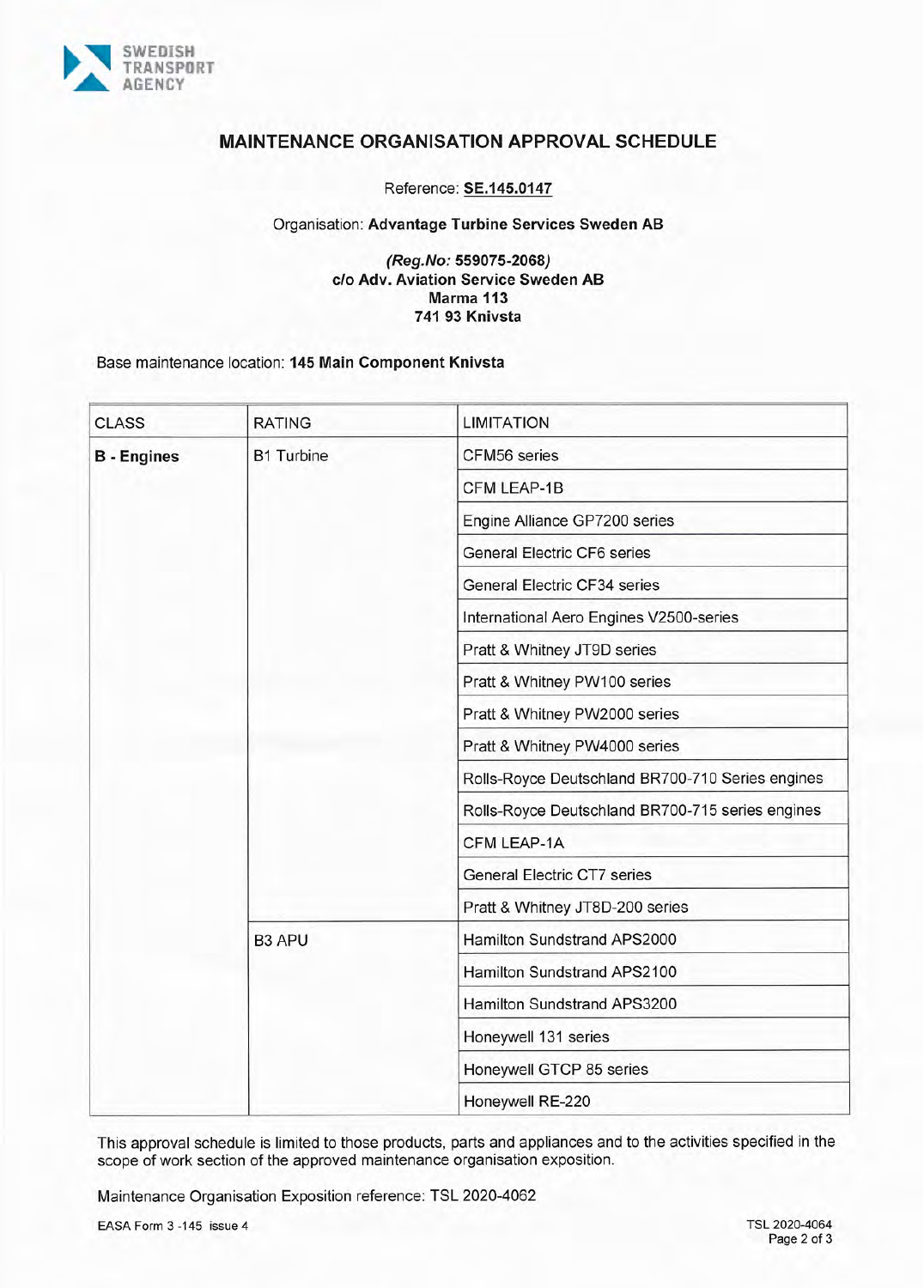SWEDISH TRANSPORT AGENCY

# MAINTENANCE ORGANISATION APPROVAL SCHEDULE

Reference: **SE.145.0147**

Organisation: **Advantage Turbine Services Sweden AB**

***(Reg.No:* 559075-2068*)***
**c/o Adv. Aviation Service Sweden AB**
**Marma 113**
**741 93 Knivsta**

Base maintenance location: **145 Main Component Knivsta**

| CLASS | RATING | LIMITATION |
|---|---|---|
| **B - Engines** | B1 Turbine | CFM56 series |
| | | CFM LEAP-1B |
| | | Engine Alliance GP7200 series |
| | | General Electric CF6 series |
| | | General Electric CF34 series |
| | | International Aero Engines V2500-series |
| | | Pratt & Whitney JT9D series |
| | | Pratt & Whitney PW100 series |
| | | Pratt & Whitney PW2000 series |
| | | Pratt & Whitney PW4000 series |
| | | Rolls-Royce Deutschland BR700-710 Series engines |
| | | Rolls-Royce Deutschland BR700-715 series engines |
| | | CFM LEAP-1A |
| | | General Electric CT7 series |
| | | Pratt & Whitney JT8D-200 series |
| | B3 APU | Hamilton Sundstrand APS2000 |
| | | Hamilton Sundstrand APS2100 |
| | | Hamilton Sundstrand APS3200 |
| | | Honeywell 131 series |
| | | Honeywell GTCP 85 series |
| | | Honeywell RE-220 |

This approval schedule is limited to those products, parts and appliances and to the activities specified in the scope of work section of the approved maintenance organisation exposition.

Maintenance Organisation Exposition reference: TSL 2020-4062

EASA Form 3 -145 issue 4

TSL 2020-4064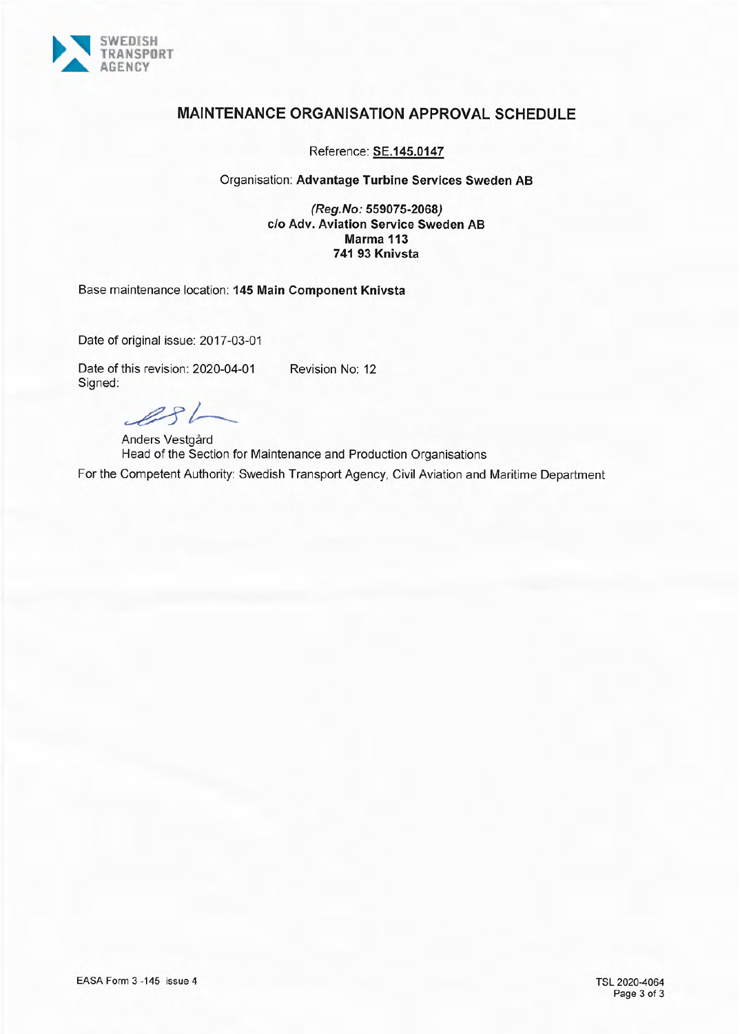SWEDISH TRANSPORT AGENCY

# MAINTENANCE ORGANISATION APPROVAL SCHEDULE

Reference: **SE.145.0147**

Organisation: **Advantage Turbine Services Sweden AB**

***(Reg.No:* 559075-2068*)***
**c/o Adv. Aviation Service Sweden AB**
**Marma 113**
**741 93 Knivsta**

Base maintenance location: **145 Main Component Knivsta**

Date of original issue: 2017-03-01

Date of this revision: 2020-04-01 Revision No: 12

Signed:

Anders Vestgård
Head of the Section for Maintenance and Production Organisations

For the Competent Authority: Swedish Transport Agency, Civil Aviation and Maritime Department

EASA Form 3 -145 issue 4

TSL 2020-4064